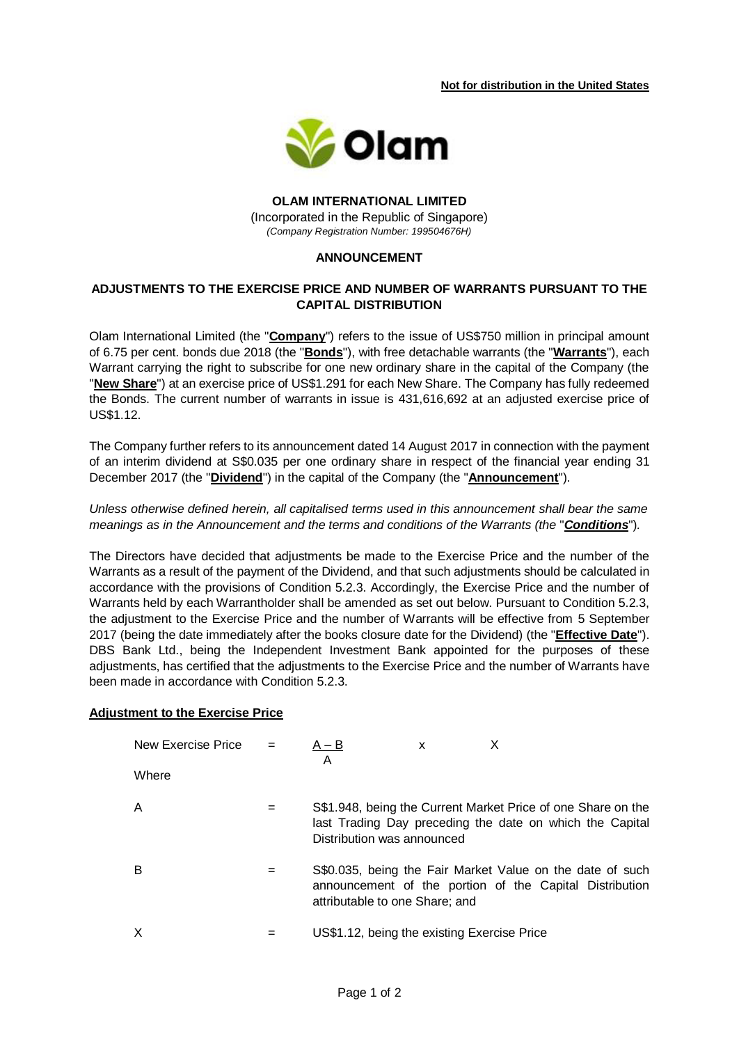**Not for distribution in the United States**

**OLAM INTERNATIONAL LIMITED**

(Incorporated in the Republic of Singapore)

*(Company Registration Number: 199504676H)*

**ANNOUNCEMENT**

**ADJUSTMENTS TO THE EXERCISE PRICE AND NUMBER OF WARRANTS PURSUANT TO THE CAPITAL DISTRIBUTION**

Olam International Limited (the "**Company**") refers to the issue of US$750 million in principal amount of 6.75 per cent. bonds due 2018 (the "**Bonds**"), with free detachable warrants (the "**Warrants**"), each Warrant carrying the right to subscribe for one new ordinary share in the capital of the Company (the "**New Share**") at an exercise price of US$1.291 for each New Share. The Company has fully redeemed the Bonds. The current number of warrants in issue is 431,616,692 at an adjusted exercise price of US$1.12.

The Company further refers to its announcement dated 14 August 2017 in connection with the payment of an interim dividend at S$0.035 per one ordinary share in respect of the financial year ending 31 December 2017 (the "**Dividend**") in the capital of the Company (the "**Announcement**").

*Unless otherwise defined herein, all capitalised terms used in this announcement shall bear the same meanings as in the Announcement and the terms and conditions of the Warrants (the "**Conditions**").*

The Directors have decided that adjustments be made to the Exercise Price and the number of the Warrants as a result of the payment of the Dividend, and that such adjustments should be calculated in accordance with the provisions of Condition 5.2.3. Accordingly, the Exercise Price and the number of Warrants held by each Warrantholder shall be amended as set out below. Pursuant to Condition 5.2.3, the adjustment to the Exercise Price and the number of Warrants will be effective from 5 September 2017 (being the date immediately after the books closure date for the Dividend) (the "**Effective Date**"). DBS Bank Ltd., being the Independent Investment Bank appointed for the purposes of these adjustments, has certified that the adjustments to the Exercise Price and the number of Warrants have been made in accordance with Condition 5.2.3.

**Adjustment to the Exercise Price**

$$\text{New Exercise Price} = \frac{A - B}{A} \times X$$

Where

| | | |
|---|---|---|
| A | = | S$1.948, being the Current Market Price of one Share on the last Trading Day preceding the date on which the Capital Distribution was announced |
| B | = | S$0.035, being the Fair Market Value on the date of such announcement of the portion of the Capital Distribution attributable to one Share; and |
| X | = | US$1.12, being the existing Exercise Price |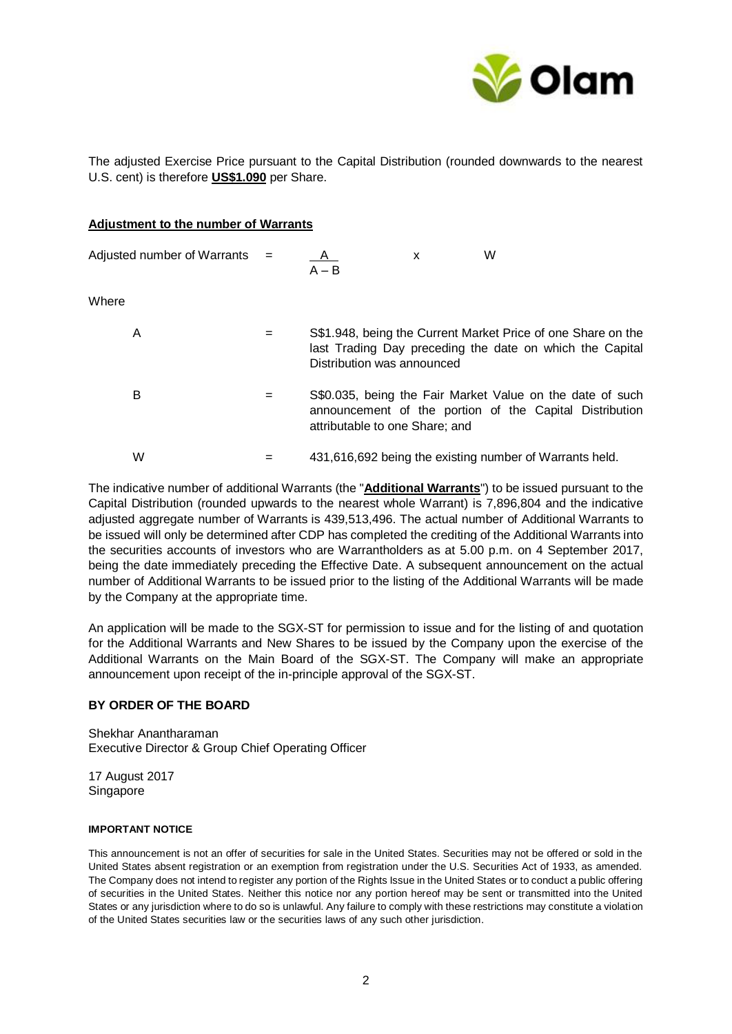The adjusted Exercise Price pursuant to the Capital Distribution (rounded downwards to the nearest U.S. cent) is therefore **US$1.090** per Share.

**Adjustment to the number of Warrants**

$$\text{Adjusted number of Warrants} = \frac{A}{A - B} \times W$$

Where

| | | |
|---|---|---|
| A | = | S$1.948, being the Current Market Price of one Share on the last Trading Day preceding the date on which the Capital Distribution was announced |
| B | = | S$0.035, being the Fair Market Value on the date of such announcement of the portion of the Capital Distribution attributable to one Share; and |
| W | = | 431,616,692 being the existing number of Warrants held. |

The indicative number of additional Warrants (the "**Additional Warrants**") to be issued pursuant to the Capital Distribution (rounded upwards to the nearest whole Warrant) is 7,896,804 and the indicative adjusted aggregate number of Warrants is 439,513,496. The actual number of Additional Warrants to be issued will only be determined after CDP has completed the crediting of the Additional Warrants into the securities accounts of investors who are Warrantholders as at 5.00 p.m. on 4 September 2017, being the date immediately preceding the Effective Date. A subsequent announcement on the actual number of Additional Warrants to be issued prior to the listing of the Additional Warrants will be made by the Company at the appropriate time.

An application will be made to the SGX-ST for permission to issue and for the listing of and quotation for the Additional Warrants and New Shares to be issued by the Company upon the exercise of the Additional Warrants on the Main Board of the SGX-ST. The Company will make an appropriate announcement upon receipt of the in-principle approval of the SGX-ST.

**BY ORDER OF THE BOARD**

Shekhar Anantharaman
Executive Director & Group Chief Operating Officer

17 August 2017
Singapore

**IMPORTANT NOTICE**

This announcement is not an offer of securities for sale in the United States. Securities may not be offered or sold in the United States absent registration or an exemption from registration under the U.S. Securities Act of 1933, as amended. The Company does not intend to register any portion of the Rights Issue in the United States or to conduct a public offering of securities in the United States. Neither this notice nor any portion hereof may be sent or transmitted into the United States or any jurisdiction where to do so is unlawful. Any failure to comply with these restrictions may constitute a violation of the United States securities law or the securities laws of any such other jurisdiction.